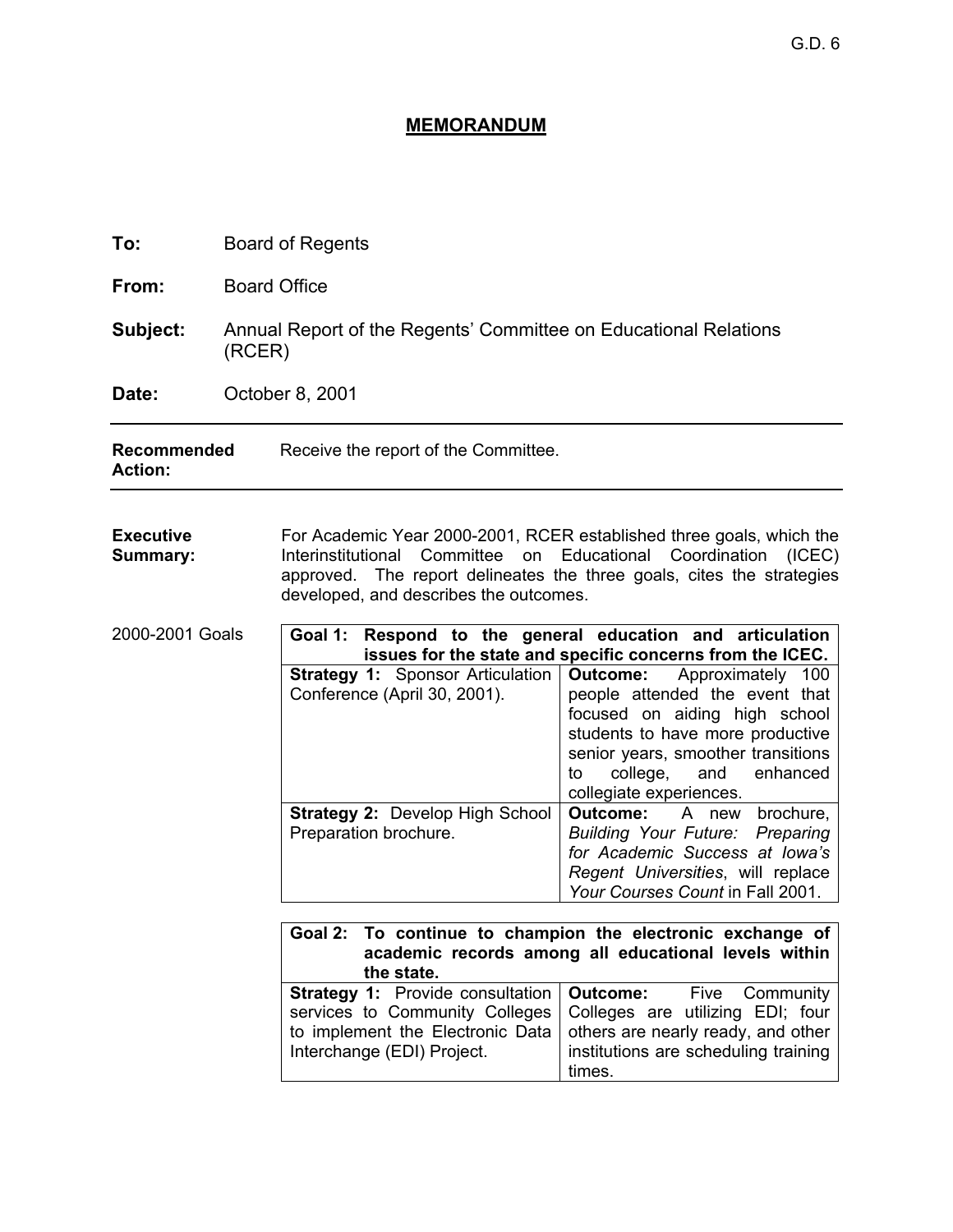G.D. 6

# MEMORANDUM

**To:** Board of Regents

**From:** Board Office

**Subject:** Annual Report of the Regents' Committee on Educational Relations (RCER)

**Date:** October 8, 2001

---

**Recommended Action:** Receive the report of the Committee.

---

**Executive Summary:** For Academic Year 2000-2001, RCER established three goals, which the Interinstitutional Committee on Educational Coordination (ICEC) approved. The report delineates the three goals, cites the strategies developed, and describes the outcomes.

2000-2001 Goals

| **Goal 1: Respond to the general education and articulation issues for the state and specific concerns from the ICEC.** | |
|---|---|
| **Strategy 1:** Sponsor Articulation Conference (April 30, 2001). | **Outcome:** Approximately 100 people attended the event that focused on aiding high school students to have more productive senior years, smoother transitions to college, and enhanced collegiate experiences. |
| **Strategy 2:** Develop High School Preparation brochure. | **Outcome:** A new brochure, *Building Your Future: Preparing for Academic Success at Iowa's Regent Universities*, will replace *Your Courses Count* in Fall 2001. |

| **Goal 2: To continue to champion the electronic exchange of academic records among all educational levels within the state.** | |
|---|---|
| **Strategy 1:** Provide consultation services to Community Colleges to implement the Electronic Data Interchange (EDI) Project. | **Outcome:** Five Community Colleges are utilizing EDI; four others are nearly ready, and other institutions are scheduling training times. |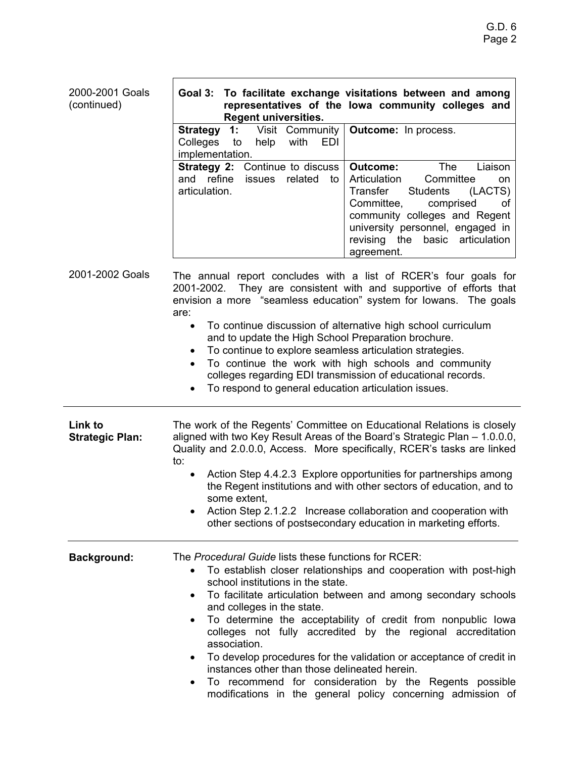2000-2001 Goals (continued)

| **Goal 3: To facilitate exchange visitations between and among representatives of the Iowa community colleges and Regent universities.** | |
|---|---|
| **Strategy 1:** Visit Community Colleges to help with EDI implementation. | **Outcome:** In process. |
| **Strategy 2:** Continue to discuss and refine issues related to articulation. | **Outcome:** The Liaison Articulation Committee on Transfer Students (LACTS) Committee, comprised of community colleges and Regent university personnel, engaged in revising the basic articulation agreement. |

2001-2002 Goals

The annual report concludes with a list of RCER's four goals for 2001-2002. They are consistent with and supportive of efforts that envision a more "seamless education" system for Iowans. The goals are:

- To continue discussion of alternative high school curriculum and to update the High School Preparation brochure.
- To continue to explore seamless articulation strategies.
- To continue the work with high schools and community colleges regarding EDI transmission of educational records.
- To respond to general education articulation issues.

---

**Link to Strategic Plan:**

The work of the Regents' Committee on Educational Relations is closely aligned with two Key Result Areas of the Board's Strategic Plan – 1.0.0.0, Quality and 2.0.0.0, Access. More specifically, RCER's tasks are linked to:

- Action Step 4.4.2.3 Explore opportunities for partnerships among the Regent institutions and with other sectors of education, and to some extent,
- Action Step 2.1.2.2 Increase collaboration and cooperation with other sections of postsecondary education in marketing efforts.

---

**Background:**

The *Procedural Guide* lists these functions for RCER:

- To establish closer relationships and cooperation with post-high school institutions in the state.
- To facilitate articulation between and among secondary schools and colleges in the state.
- To determine the acceptability of credit from nonpublic Iowa colleges not fully accredited by the regional accreditation association.
- To develop procedures for the validation or acceptance of credit in instances other than those delineated herein.
- To recommend for consideration by the Regents possible modifications in the general policy concerning admission of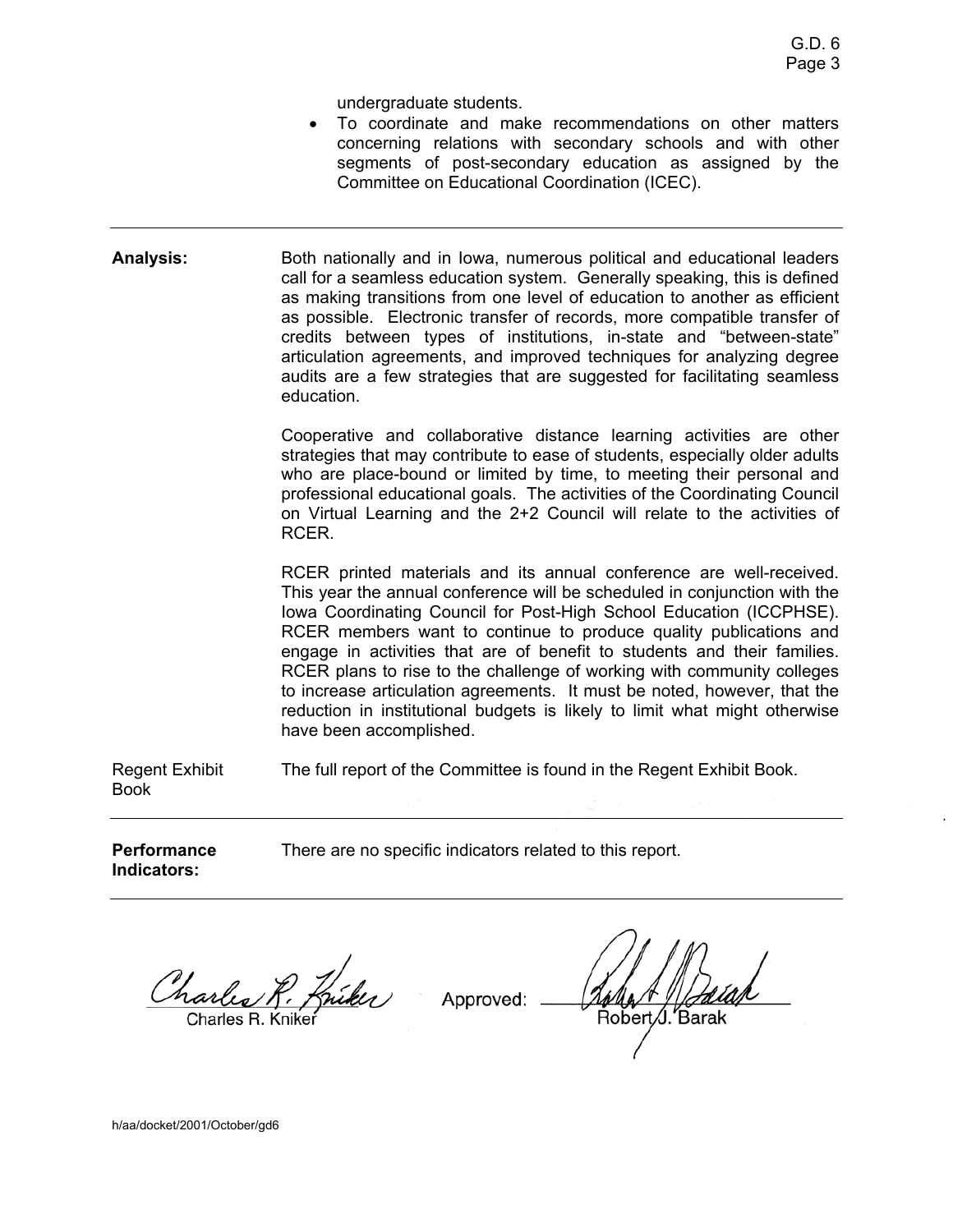undergraduate students.

- To coordinate and make recommendations on other matters concerning relations with secondary schools and with other segments of post-secondary education as assigned by the Committee on Educational Coordination (ICEC).

---

**Analysis:** Both nationally and in Iowa, numerous political and educational leaders call for a seamless education system. Generally speaking, this is defined as making transitions from one level of education to another as efficient as possible. Electronic transfer of records, more compatible transfer of credits between types of institutions, in-state and "between-state" articulation agreements, and improved techniques for analyzing degree audits are a few strategies that are suggested for facilitating seamless education.

Cooperative and collaborative distance learning activities are other strategies that may contribute to ease of students, especially older adults who are place-bound or limited by time, to meeting their personal and professional educational goals. The activities of the Coordinating Council on Virtual Learning and the 2+2 Council will relate to the activities of RCER.

RCER printed materials and its annual conference are well-received. This year the annual conference will be scheduled in conjunction with the Iowa Coordinating Council for Post-High School Education (ICCPHSE). RCER members want to continue to produce quality publications and engage in activities that are of benefit to students and their families. RCER plans to rise to the challenge of working with community colleges to increase articulation agreements. It must be noted, however, that the reduction in institutional budgets is likely to limit what might otherwise have been accomplished.

Regent Exhibit Book: The full report of the Committee is found in the Regent Exhibit Book.

---

**Performance Indicators:** There are no specific indicators related to this report.

---

Charles R. Kniker

Approved: Robert J. Barak

h/aa/docket/2001/October/gd6